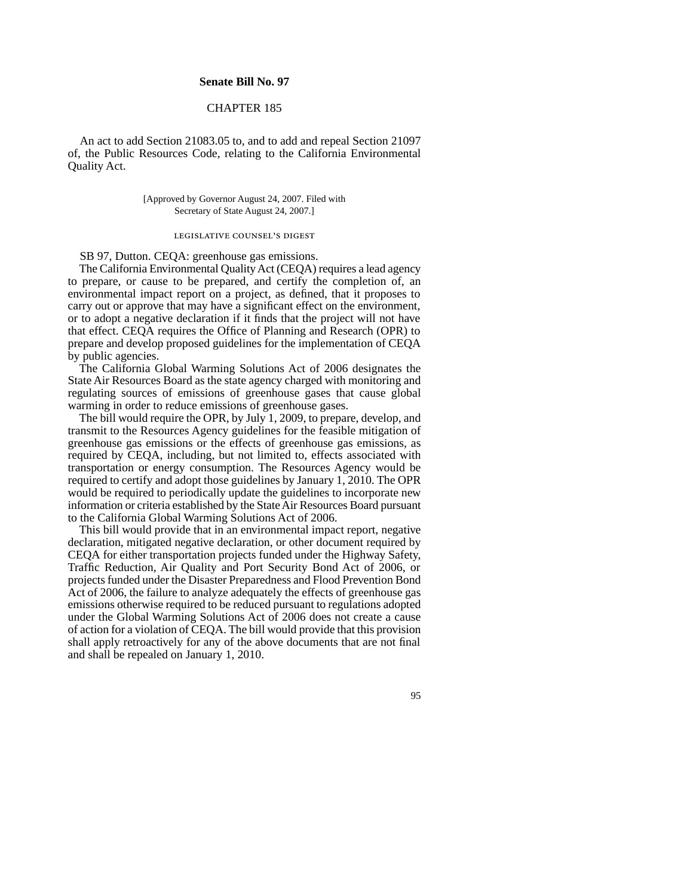# Senate Bill No. 97

## CHAPTER 185

An act to add Section 21083.05 to, and to add and repeal Section 21097 of, the Public Resources Code, relating to the California Environmental Quality Act.

[Approved by Governor August 24, 2007. Filed with Secretary of State August 24, 2007.]

### LEGISLATIVE COUNSEL'S DIGEST

SB 97, Dutton. CEQA: greenhouse gas emissions.

The California Environmental Quality Act (CEQA) requires a lead agency to prepare, or cause to be prepared, and certify the completion of, an environmental impact report on a project, as defined, that it proposes to carry out or approve that may have a significant effect on the environment, or to adopt a negative declaration if it finds that the project will not have that effect. CEQA requires the Office of Planning and Research (OPR) to prepare and develop proposed guidelines for the implementation of CEQA by public agencies.

The California Global Warming Solutions Act of 2006 designates the State Air Resources Board as the state agency charged with monitoring and regulating sources of emissions of greenhouse gases that cause global warming in order to reduce emissions of greenhouse gases.

The bill would require the OPR, by July 1, 2009, to prepare, develop, and transmit to the Resources Agency guidelines for the feasible mitigation of greenhouse gas emissions or the effects of greenhouse gas emissions, as required by CEQA, including, but not limited to, effects associated with transportation or energy consumption. The Resources Agency would be required to certify and adopt those guidelines by January 1, 2010. The OPR would be required to periodically update the guidelines to incorporate new information or criteria established by the State Air Resources Board pursuant to the California Global Warming Solutions Act of 2006.

This bill would provide that in an environmental impact report, negative declaration, mitigated negative declaration, or other document required by CEQA for either transportation projects funded under the Highway Safety, Traffic Reduction, Air Quality and Port Security Bond Act of 2006, or projects funded under the Disaster Preparedness and Flood Prevention Bond Act of 2006, the failure to analyze adequately the effects of greenhouse gas emissions otherwise required to be reduced pursuant to regulations adopted under the Global Warming Solutions Act of 2006 does not create a cause of action for a violation of CEQA. The bill would provide that this provision shall apply retroactively for any of the above documents that are not final and shall be repealed on January 1, 2010.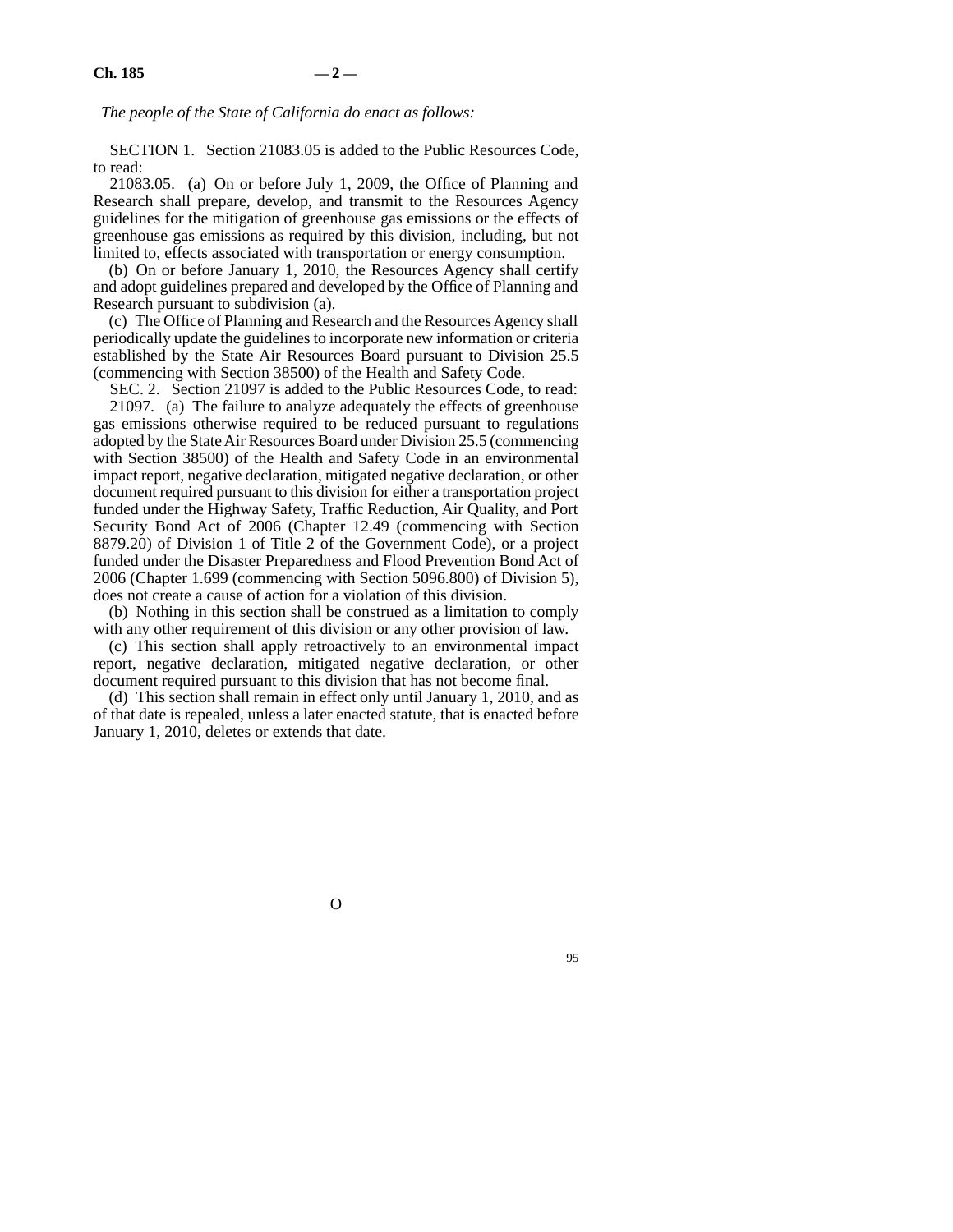*The people of the State of California do enact as follows:*

SECTION 1. Section 21083.05 is added to the Public Resources Code, to read:

21083.05. (a) On or before July 1, 2009, the Office of Planning and Research shall prepare, develop, and transmit to the Resources Agency guidelines for the mitigation of greenhouse gas emissions or the effects of greenhouse gas emissions as required by this division, including, but not limited to, effects associated with transportation or energy consumption.

(b) On or before January 1, 2010, the Resources Agency shall certify and adopt guidelines prepared and developed by the Office of Planning and Research pursuant to subdivision (a).

(c) The Office of Planning and Research and the Resources Agency shall periodically update the guidelines to incorporate new information or criteria established by the State Air Resources Board pursuant to Division 25.5 (commencing with Section 38500) of the Health and Safety Code.

SEC. 2. Section 21097 is added to the Public Resources Code, to read:

21097. (a) The failure to analyze adequately the effects of greenhouse gas emissions otherwise required to be reduced pursuant to regulations adopted by the State Air Resources Board under Division 25.5 (commencing with Section 38500) of the Health and Safety Code in an environmental impact report, negative declaration, mitigated negative declaration, or other document required pursuant to this division for either a transportation project funded under the Highway Safety, Traffic Reduction, Air Quality, and Port Security Bond Act of 2006 (Chapter 12.49 (commencing with Section 8879.20) of Division 1 of Title 2 of the Government Code), or a project funded under the Disaster Preparedness and Flood Prevention Bond Act of 2006 (Chapter 1.699 (commencing with Section 5096.800) of Division 5), does not create a cause of action for a violation of this division.

(b) Nothing in this section shall be construed as a limitation to comply with any other requirement of this division or any other provision of law.

(c) This section shall apply retroactively to an environmental impact report, negative declaration, mitigated negative declaration, or other document required pursuant to this division that has not become final.

(d) This section shall remain in effect only until January 1, 2010, and as of that date is repealed, unless a later enacted statute, that is enacted before January 1, 2010, deletes or extends that date.

O